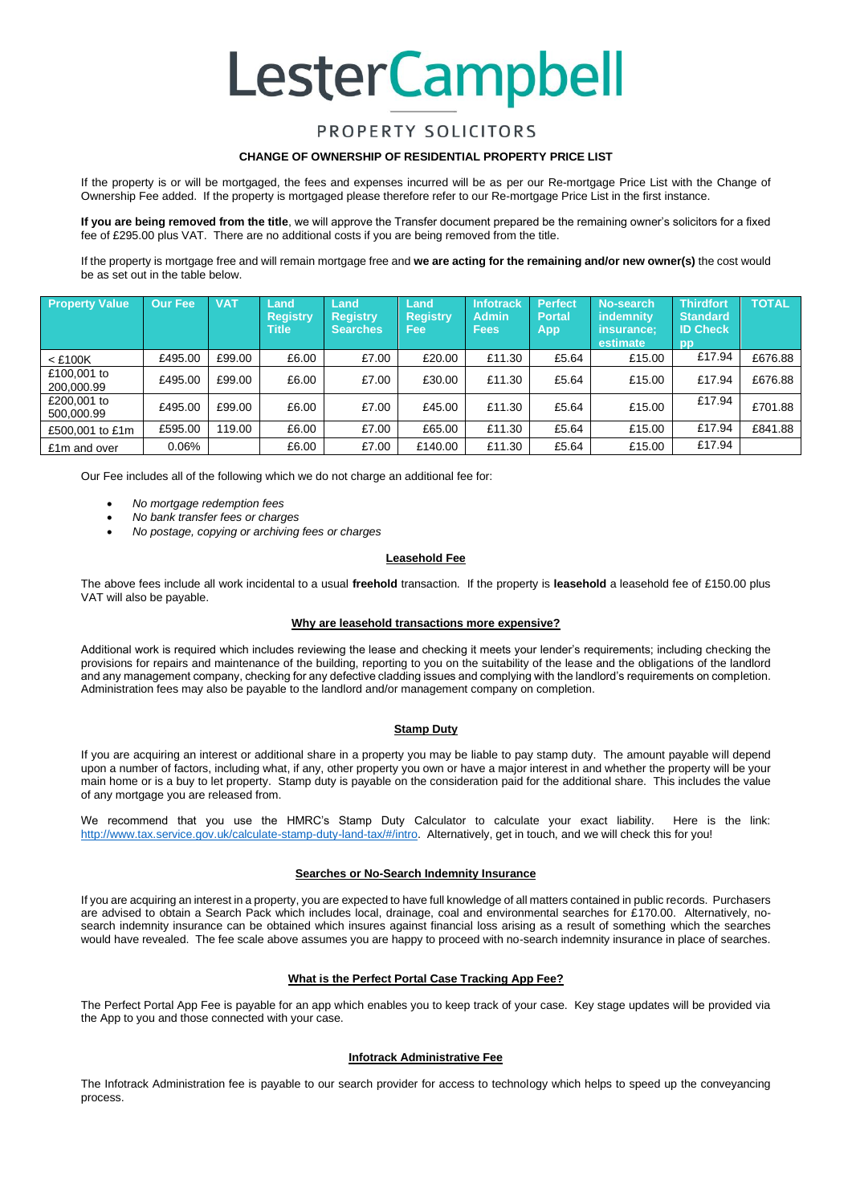# LesterCampbell

PROPERTY SOLICITORS

**CHANGE OF OWNERSHIP OF RESIDENTIAL PROPERTY PRICE LIST**

If the property is or will be mortgaged, the fees and expenses incurred will be as per our Re-mortgage Price List with the Change of Ownership Fee added. If the property is mortgaged please therefore refer to our Re-mortgage Price List in the first instance.

**If you are being removed from the title**, we will approve the Transfer document prepared be the remaining owner's solicitors for a fixed fee of £295.00 plus VAT. There are no additional costs if you are being removed from the title.

If the property is mortgage free and will remain mortgage free and **we are acting for the remaining and/or new owner(s)** the cost would be as set out in the table below.

| Property Value | Our Fee | VAT | Land Registry Title | Land Registry Searches | Land Registry Fee | Infotrack Admin Fees | Perfect Portal App | No-search indemnity insurance; estimate | Thirdfort Standard ID Check pp | TOTAL |
|---|---|---|---|---|---|---|---|---|---|---|
| < £100K | £495.00 | £99.00 | £6.00 | £7.00 | £20.00 | £11.30 | £5.64 | £15.00 | £17.94 | £676.88 |
| £100,001 to 200,000.99 | £495.00 | £99.00 | £6.00 | £7.00 | £30.00 | £11.30 | £5.64 | £15.00 | £17.94 | £676.88 |
| £200,001 to 500,000.99 | £495.00 | £99.00 | £6.00 | £7.00 | £45.00 | £11.30 | £5.64 | £15.00 | £17.94 | £701.88 |
| £500,001 to £1m | £595.00 | 119.00 | £6.00 | £7.00 | £65.00 | £11.30 | £5.64 | £15.00 | £17.94 | £841.88 |
| £1m and over | 0.06% | | £6.00 | £7.00 | £140.00 | £11.30 | £5.64 | £15.00 | £17.94 | |

Our Fee includes all of the following which we do not charge an additional fee for:

- *No mortgage redemption fees*
- *No bank transfer fees or charges*
- *No postage, copying or archiving fees or charges*

**Leasehold Fee**

The above fees include all work incidental to a usual **freehold** transaction. If the property is **leasehold** a leasehold fee of £150.00 plus VAT will also be payable.

**Why are leasehold transactions more expensive?**

Additional work is required which includes reviewing the lease and checking it meets your lender's requirements; including checking the provisions for repairs and maintenance of the building, reporting to you on the suitability of the lease and the obligations of the landlord and any management company, checking for any defective cladding issues and complying with the landlord's requirements on completion. Administration fees may also be payable to the landlord and/or management company on completion.

**Stamp Duty**

If you are acquiring an interest or additional share in a property you may be liable to pay stamp duty. The amount payable will depend upon a number of factors, including what, if any, other property you own or have a major interest in and whether the property will be your main home or is a buy to let property. Stamp duty is payable on the consideration paid for the additional share. This includes the value of any mortgage you are released from.

We recommend that you use the HMRC's Stamp Duty Calculator to calculate your exact liability. Here is the link: http://www.tax.service.gov.uk/calculate-stamp-duty-land-tax/#/intro. Alternatively, get in touch, and we will check this for you!

**Searches or No-Search Indemnity Insurance**

If you are acquiring an interest in a property, you are expected to have full knowledge of all matters contained in public records. Purchasers are advised to obtain a Search Pack which includes local, drainage, coal and environmental searches for £170.00. Alternatively, no-search indemnity insurance can be obtained which insures against financial loss arising as a result of something which the searches would have revealed. The fee scale above assumes you are happy to proceed with no-search indemnity insurance in place of searches.

**What is the Perfect Portal Case Tracking App Fee?**

The Perfect Portal App Fee is payable for an app which enables you to keep track of your case. Key stage updates will be provided via the App to you and those connected with your case.

**Infotrack Administrative Fee**

The Infotrack Administration fee is payable to our search provider for access to technology which helps to speed up the conveyancing process.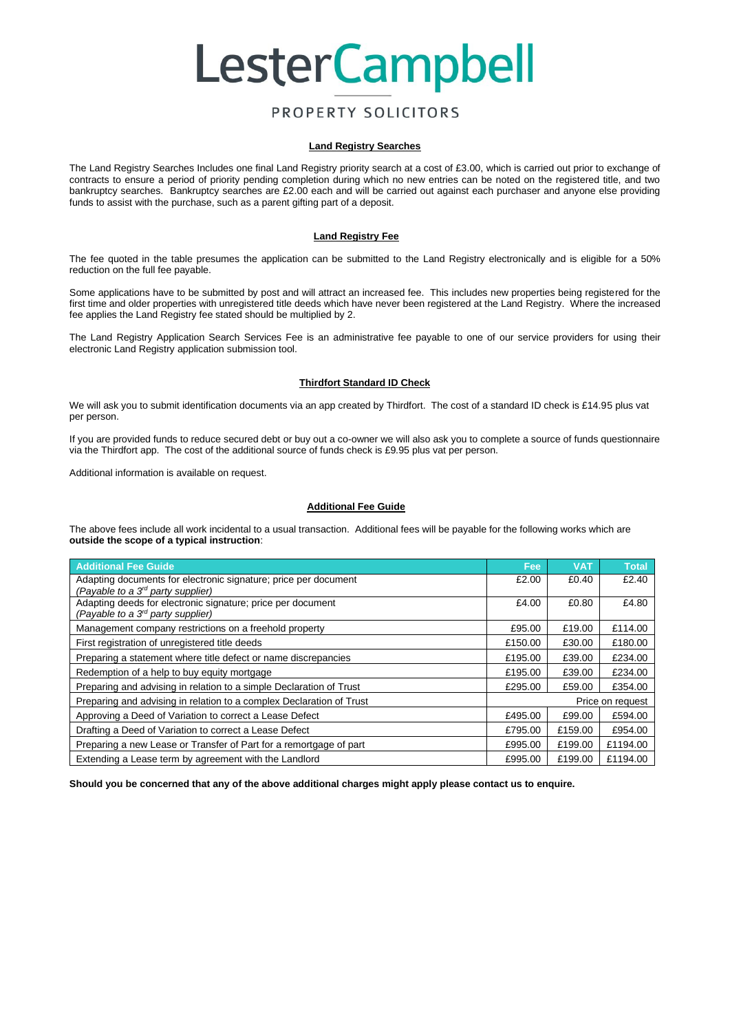# LesterCampbell

PROPERTY SOLICITORS

## Land Registry Searches

The Land Registry Searches Includes one final Land Registry priority search at a cost of £3.00, which is carried out prior to exchange of contracts to ensure a period of priority pending completion during which no new entries can be noted on the registered title, and two bankruptcy searches. Bankruptcy searches are £2.00 each and will be carried out against each purchaser and anyone else providing funds to assist with the purchase, such as a parent gifting part of a deposit.

## Land Registry Fee

The fee quoted in the table presumes the application can be submitted to the Land Registry electronically and is eligible for a 50% reduction on the full fee payable.

Some applications have to be submitted by post and will attract an increased fee. This includes new properties being registered for the first time and older properties with unregistered title deeds which have never been registered at the Land Registry. Where the increased fee applies the Land Registry fee stated should be multiplied by 2.

The Land Registry Application Search Services Fee is an administrative fee payable to one of our service providers for using their electronic Land Registry application submission tool.

## Thirdfort Standard ID Check

We will ask you to submit identification documents via an app created by Thirdfort. The cost of a standard ID check is £14.95 plus vat per person.

If you are provided funds to reduce secured debt or buy out a co-owner we will also ask you to complete a source of funds questionnaire via the Thirdfort app. The cost of the additional source of funds check is £9.95 plus vat per person.

Additional information is available on request.

## Additional Fee Guide

The above fees include all work incidental to a usual transaction. Additional fees will be payable for the following works which are **outside the scope of a typical instruction**:

| Additional Fee Guide | Fee | VAT | Total |
|---|---|---|---|
| Adapting documents for electronic signature; price per document *(Payable to a 3rd party supplier)* | £2.00 | £0.40 | £2.40 |
| Adapting deeds for electronic signature; price per document *(Payable to a 3rd party supplier)* | £4.00 | £0.80 | £4.80 |
| Management company restrictions on a freehold property | £95.00 | £19.00 | £114.00 |
| First registration of unregistered title deeds | £150.00 | £30.00 | £180.00 |
| Preparing a statement where title defect or name discrepancies | £195.00 | £39.00 | £234.00 |
| Redemption of a help to buy equity mortgage | £195.00 | £39.00 | £234.00 |
| Preparing and advising in relation to a simple Declaration of Trust | £295.00 | £59.00 | £354.00 |
| Preparing and advising in relation to a complex Declaration of Trust | Price on request | | |
| Approving a Deed of Variation to correct a Lease Defect | £495.00 | £99.00 | £594.00 |
| Drafting a Deed of Variation to correct a Lease Defect | £795.00 | £159.00 | £954.00 |
| Preparing a new Lease or Transfer of Part for a remortgage of part | £995.00 | £199.00 | £1194.00 |
| Extending a Lease term by agreement with the Landlord | £995.00 | £199.00 | £1194.00 |

**Should you be concerned that any of the above additional charges might apply please contact us to enquire.**